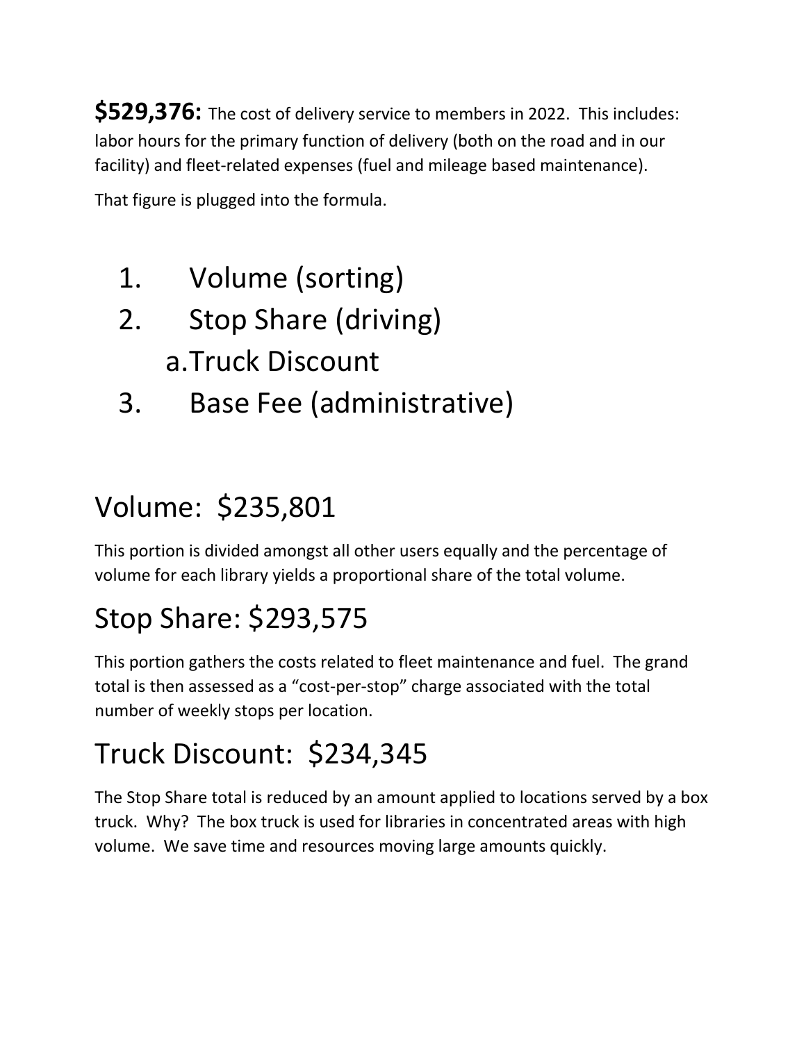**$529,376:** The cost of delivery service to members in 2022. This includes: labor hours for the primary function of delivery (both on the road and in our facility) and fleet-related expenses (fuel and mileage based maintenance).

That figure is plugged into the formula.

1. Volume (sorting)
2. Stop Share (driving)
   a. Truck Discount
3. Base Fee (administrative)

## Volume: $235,801

This portion is divided amongst all other users equally and the percentage of volume for each library yields a proportional share of the total volume.

## Stop Share: $293,575

This portion gathers the costs related to fleet maintenance and fuel. The grand total is then assessed as a "cost-per-stop" charge associated with the total number of weekly stops per location.

## Truck Discount: $234,345

The Stop Share total is reduced by an amount applied to locations served by a box truck. Why? The box truck is used for libraries in concentrated areas with high volume. We save time and resources moving large amounts quickly.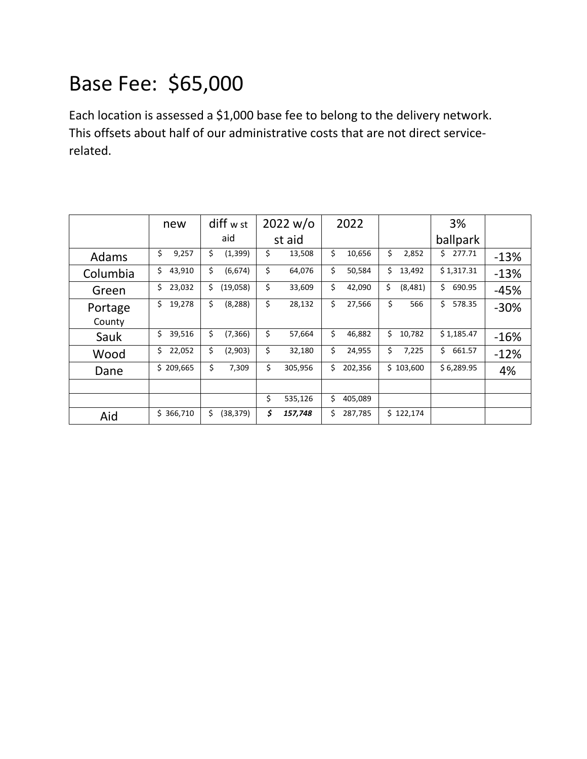# Base Fee: $65,000

Each location is assessed a $1,000 base fee to belong to the delivery network. This offsets about half of our administrative costs that are not direct service-related.

| | new | diff w st aid | 2022 w/o st aid | 2022 | | 3% ballpark | |
|---|---|---|---|---|---|---|---|
| Adams | $ 9,257 | $ (1,399) | $ 13,508 | $ 10,656 | $ 2,852 | $ 277.71 | -13% |
| Columbia | $ 43,910 | $ (6,674) | $ 64,076 | $ 50,584 | $ 13,492 | $ 1,317.31 | -13% |
| Green | $ 23,032 | $ (19,058) | $ 33,609 | $ 42,090 | $ (8,481) | $ 690.95 | -45% |
| Portage County | $ 19,278 | $ (8,288) | $ 28,132 | $ 27,566 | $ 566 | $ 578.35 | -30% |
| Sauk | $ 39,516 | $ (7,366) | $ 57,664 | $ 46,882 | $ 10,782 | $ 1,185.47 | -16% |
| Wood | $ 22,052 | $ (2,903) | $ 32,180 | $ 24,955 | $ 7,225 | $ 661.57 | -12% |
| Dane | $ 209,665 | $ 7,309 | $ 305,956 | $ 202,356 | $ 103,600 | $ 6,289.95 | 4% |
| | | | | | | | |
| | | | $ 535,126 | $ 405,089 | | | |
| Aid | $ 366,710 | $ (38,379) | ***$ 157,748*** | $ 287,785 | $ 122,174 | | |